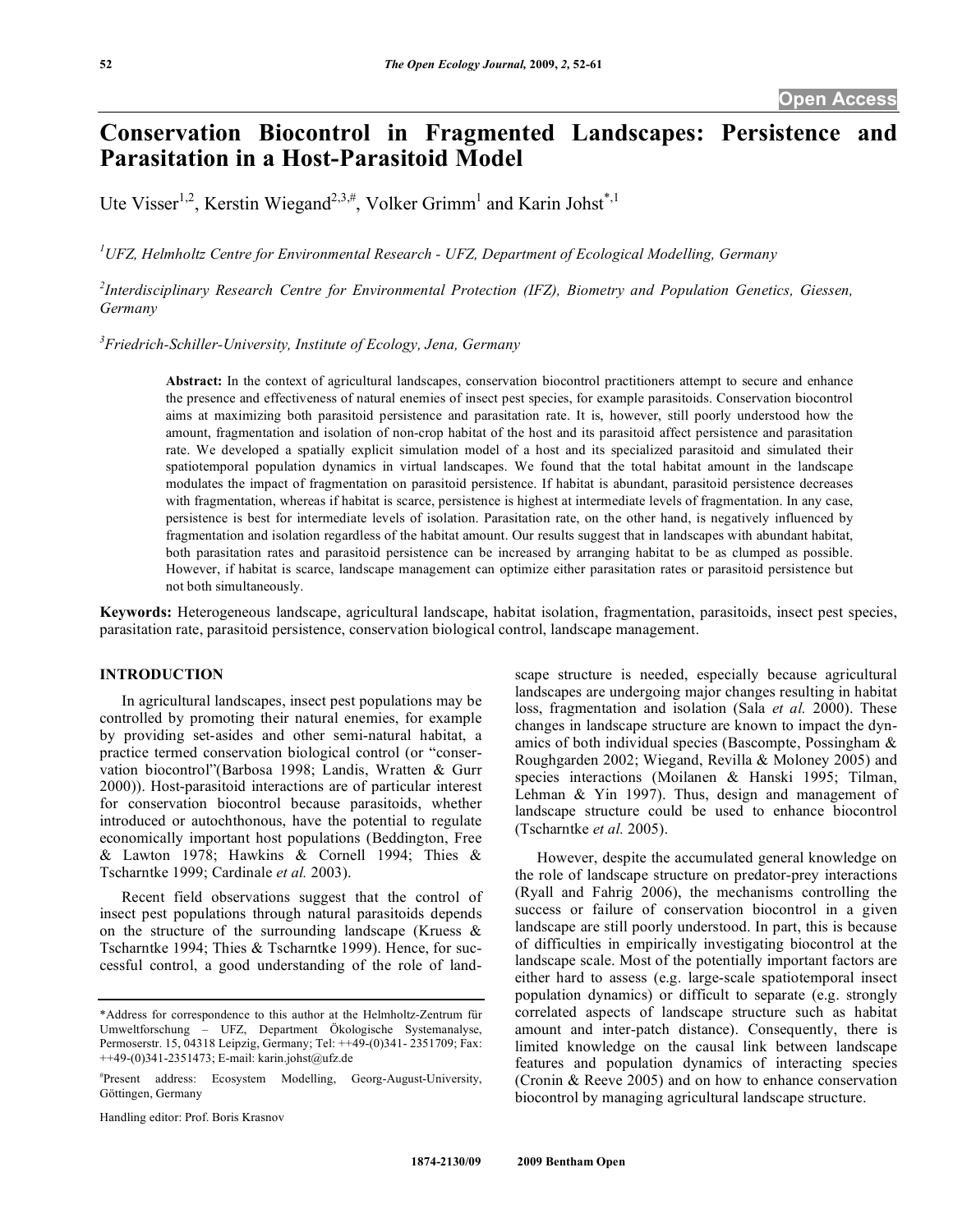Open Access

# Conservation Biocontrol in Fragmented Landscapes: Persistence and Parasitation in a Host-Parasitoid Model

Ute Visser[1,2], Kerstin Wiegand[2,3,#], Volker Grimm[1] and Karin Johst[*,1]

[1]UFZ, Helmholtz Centre for Environmental Research - UFZ, Department of Ecological Modelling, Germany

[2]Interdisciplinary Research Centre for Environmental Protection (IFZ), Biometry and Population Genetics, Giessen, Germany

[3]Friedrich-Schiller-University, Institute of Ecology, Jena, Germany

**Abstract:** In the context of agricultural landscapes, conservation biocontrol practitioners attempt to secure and enhance the presence and effectiveness of natural enemies of insect pest species, for example parasitoids. Conservation biocontrol aims at maximizing both parasitoid persistence and parasitation rate. It is, however, still poorly understood how the amount, fragmentation and isolation of non-crop habitat of the host and its parasitoid affect persistence and parasitation rate. We developed a spatially explicit simulation model of a host and its specialized parasitoid and simulated their spatiotemporal population dynamics in virtual landscapes. We found that the total habitat amount in the landscape modulates the impact of fragmentation on parasitoid persistence. If habitat is abundant, parasitoid persistence decreases with fragmentation, whereas if habitat is scarce, persistence is highest at intermediate levels of fragmentation. In any case, persistence is best for intermediate levels of isolation. Parasitation rate, on the other hand, is negatively influenced by fragmentation and isolation regardless of the habitat amount. Our results suggest that in landscapes with abundant habitat, both parasitation rates and parasitoid persistence can be increased by arranging habitat to be as clumped as possible. However, if habitat is scarce, landscape management can optimize either parasitation rates or parasitoid persistence but not both simultaneously.

**Keywords:** Heterogeneous landscape, agricultural landscape, habitat isolation, fragmentation, parasitoids, insect pest species, parasitation rate, parasitoid persistence, conservation biological control, landscape management.

## INTRODUCTION

In agricultural landscapes, insect pest populations may be controlled by promoting their natural enemies, for example by providing set-asides and other semi-natural habitat, a practice termed conservation biological control (or "conservation biocontrol"(Barbosa 1998; Landis, Wratten & Gurr 2000)). Host-parasitoid interactions are of particular interest for conservation biocontrol because parasitoids, whether introduced or autochthonous, have the potential to regulate economically important host populations (Beddington, Free & Lawton 1978; Hawkins & Cornell 1994; Thies & Tscharntke 1999; Cardinale *et al.* 2003).

Recent field observations suggest that the control of insect pest populations through natural parasitoids depends on the structure of the surrounding landscape (Kruess & Tscharntke 1994; Thies & Tscharntke 1999). Hence, for successful control, a good understanding of the role of landscape structure is needed, especially because agricultural landscapes are undergoing major changes resulting in habitat loss, fragmentation and isolation (Sala *et al.* 2000). These changes in landscape structure are known to impact the dynamics of both individual species (Bascompte, Possingham & Roughgarden 2002; Wiegand, Revilla & Moloney 2005) and species interactions (Moilanen & Hanski 1995; Tilman, Lehman & Yin 1997). Thus, design and management of landscape structure could be used to enhance biocontrol (Tscharntke *et al.* 2005).

However, despite the accumulated general knowledge on the role of landscape structure on predator-prey interactions (Ryall and Fahrig 2006), the mechanisms controlling the success or failure of conservation biocontrol in a given landscape are still poorly understood. In part, this is because of difficulties in empirically investigating biocontrol at the landscape scale. Most of the potentially important factors are either hard to assess (e.g. large-scale spatiotemporal insect population dynamics) or difficult to separate (e.g. strongly correlated aspects of landscape structure such as habitat amount and inter-patch distance). Consequently, there is limited knowledge on the causal link between landscape features and population dynamics of interacting species (Cronin & Reeve 2005) and on how to enhance conservation biocontrol by managing agricultural landscape structure.

*Address for correspondence to this author at the Helmholtz-Zentrum für Umweltforschung – UFZ, Department Ökologische Systemanalyse, Permoserstr. 15, 04318 Leipzig, Germany; Tel: ++49-(0)341- 2351709; Fax: ++49-(0)341-2351473; E-mail: karin.johst@ufz.de

#Present address: Ecosystem Modelling, Georg-August-University, Göttingen, Germany

Handling editor: Prof. Boris Krasnov

1874-2130/09 2009 Bentham Open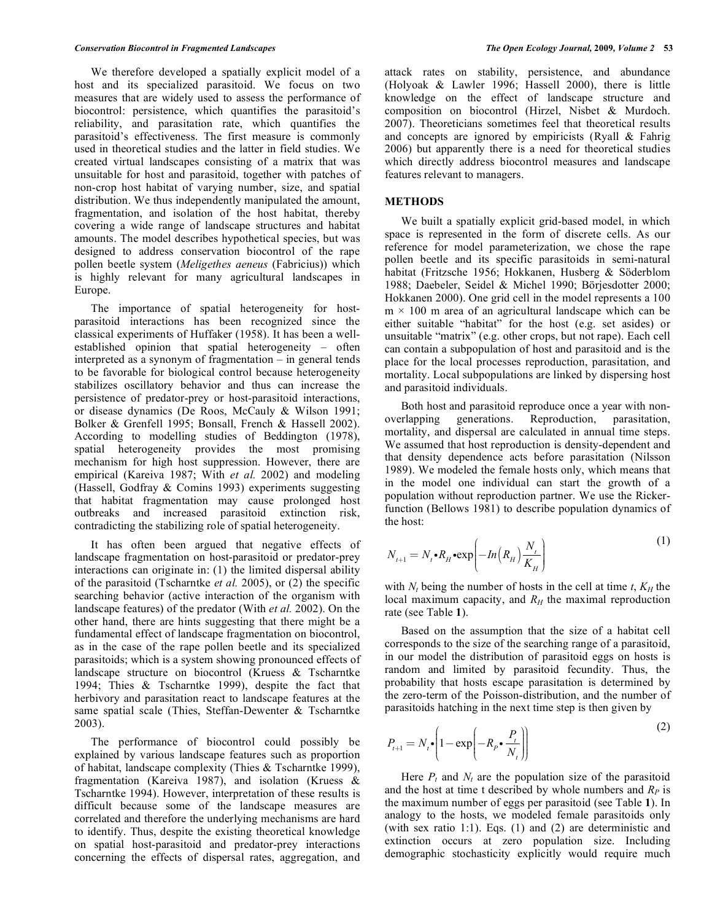We therefore developed a spatially explicit model of a host and its specialized parasitoid. We focus on two measures that are widely used to assess the performance of biocontrol: persistence, which quantifies the parasitoid's reliability, and parasitation rate, which quantifies the parasitoid's effectiveness. The first measure is commonly used in theoretical studies and the latter in field studies. We created virtual landscapes consisting of a matrix that was unsuitable for host and parasitoid, together with patches of non-crop host habitat of varying number, size, and spatial distribution. We thus independently manipulated the amount, fragmentation, and isolation of the host habitat, thereby covering a wide range of landscape structures and habitat amounts. The model describes hypothetical species, but was designed to address conservation biocontrol of the rape pollen beetle system (*Meligethes aeneus* (Fabricius)) which is highly relevant for many agricultural landscapes in Europe.

The importance of spatial heterogeneity for host-parasitoid interactions has been recognized since the classical experiments of Huffaker (1958). It has been a well-established opinion that spatial heterogeneity – often interpreted as a synonym of fragmentation – in general tends to be favorable for biological control because heterogeneity stabilizes oscillatory behavior and thus can increase the persistence of predator-prey or host-parasitoid interactions, or disease dynamics (De Roos, McCauly & Wilson 1991; Bolker & Grenfell 1995; Bonsall, French & Hassell 2002). According to modelling studies of Beddington (1978), spatial heterogeneity provides the most promising mechanism for high host suppression. However, there are empirical (Kareiva 1987; With *et al.* 2002) and modeling (Hassell, Godfray & Comins 1993) experiments suggesting that habitat fragmentation may cause prolonged host outbreaks and increased parasitoid extinction risk, contradicting the stabilizing role of spatial heterogeneity.

It has often been argued that negative effects of landscape fragmentation on host-parasitoid or predator-prey interactions can originate in: (1) the limited dispersal ability of the parasitoid (Tscharntke *et al.* 2005), or (2) the specific searching behavior (active interaction of the organism with landscape features) of the predator (With *et al.* 2002). On the other hand, there are hints suggesting that there might be a fundamental effect of landscape fragmentation on biocontrol, as in the case of the rape pollen beetle and its specialized parasitoids; which is a system showing pronounced effects of landscape structure on biocontrol (Kruess & Tscharntke 1994; Thies & Tscharntke 1999), despite the fact that herbivory and parasitation react to landscape features at the same spatial scale (Thies, Steffan-Dewenter & Tscharntke 2003).

The performance of biocontrol could possibly be explained by various landscape features such as proportion of habitat, landscape complexity (Thies & Tscharntke 1999), fragmentation (Kareiva 1987), and isolation (Kruess & Tscharntke 1994). However, interpretation of these results is difficult because some of the landscape measures are correlated and therefore the underlying mechanisms are hard to identify. Thus, despite the existing theoretical knowledge on spatial host-parasitoid and predator-prey interactions concerning the effects of dispersal rates, aggregation, and attack rates on stability, persistence, and abundance (Holyoak & Lawler 1996; Hassell 2000), there is little knowledge on the effect of landscape structure and composition on biocontrol (Hirzel, Nisbet & Murdoch. 2007). Theoreticians sometimes feel that theoretical results and concepts are ignored by empiricists (Ryall & Fahrig 2006) but apparently there is a need for theoretical studies which directly address biocontrol measures and landscape features relevant to managers.

## METHODS

We built a spatially explicit grid-based model, in which space is represented in the form of discrete cells. As our reference for model parameterization, we chose the rape pollen beetle and its specific parasitoids in semi-natural habitat (Fritzsche 1956; Hokkanen, Husberg & Söderblom 1988; Daebeler, Seidel & Michel 1990; Börjesdotter 2000; Hokkanen 2000). One grid cell in the model represents a 100 m × 100 m area of an agricultural landscape which can be either suitable "habitat" for the host (e.g. set asides) or unsuitable "matrix" (e.g. other crops, but not rape). Each cell can contain a subpopulation of host and parasitoid and is the place for the local processes reproduction, parasitation, and mortality. Local subpopulations are linked by dispersing host and parasitoid individuals.

Both host and parasitoid reproduce once a year with non-overlapping generations. Reproduction, parasitation, mortality, and dispersal are calculated in annual time steps. We assumed that host reproduction is density-dependent and that density dependence acts before parasitation (Nilsson 1989). We modeled the female hosts only, which means that in the model one individual can start the growth of a population without reproduction partner. We use the Ricker-function (Bellows 1981) to describe population dynamics of the host:

$$N_{t+1} = N_t \bullet R_H \bullet \exp\left(-In\left(R_H\right)\frac{N_t}{K_H}\right) \tag{1}$$

with $N_t$ being the number of hosts in the cell at time $t$, $K_H$ the local maximum capacity, and $R_H$ the maximal reproduction rate (see Table **1**).

Based on the assumption that the size of a habitat cell corresponds to the size of the searching range of a parasitoid, in our model the distribution of parasitoid eggs on hosts is random and limited by parasitoid fecundity. Thus, the probability that hosts escape parasitation is determined by the zero-term of the Poisson-distribution, and the number of parasitoids hatching in the next time step is then given by

$$P_{t+1} = N_t \bullet \left(1 - \exp\left(-R_P \bullet \frac{P_t}{N_t}\right)\right) \tag{2}$$

Here $P_t$ and $N_t$ are the population size of the parasitoid and the host at time t described by whole numbers and $R_P$ is the maximum number of eggs per parasitoid (see Table **1**). In analogy to the hosts, we modeled female parasitoids only (with sex ratio 1:1). Eqs. (1) and (2) are deterministic and extinction occurs at zero population size. Including demographic stochasticity explicitly would require much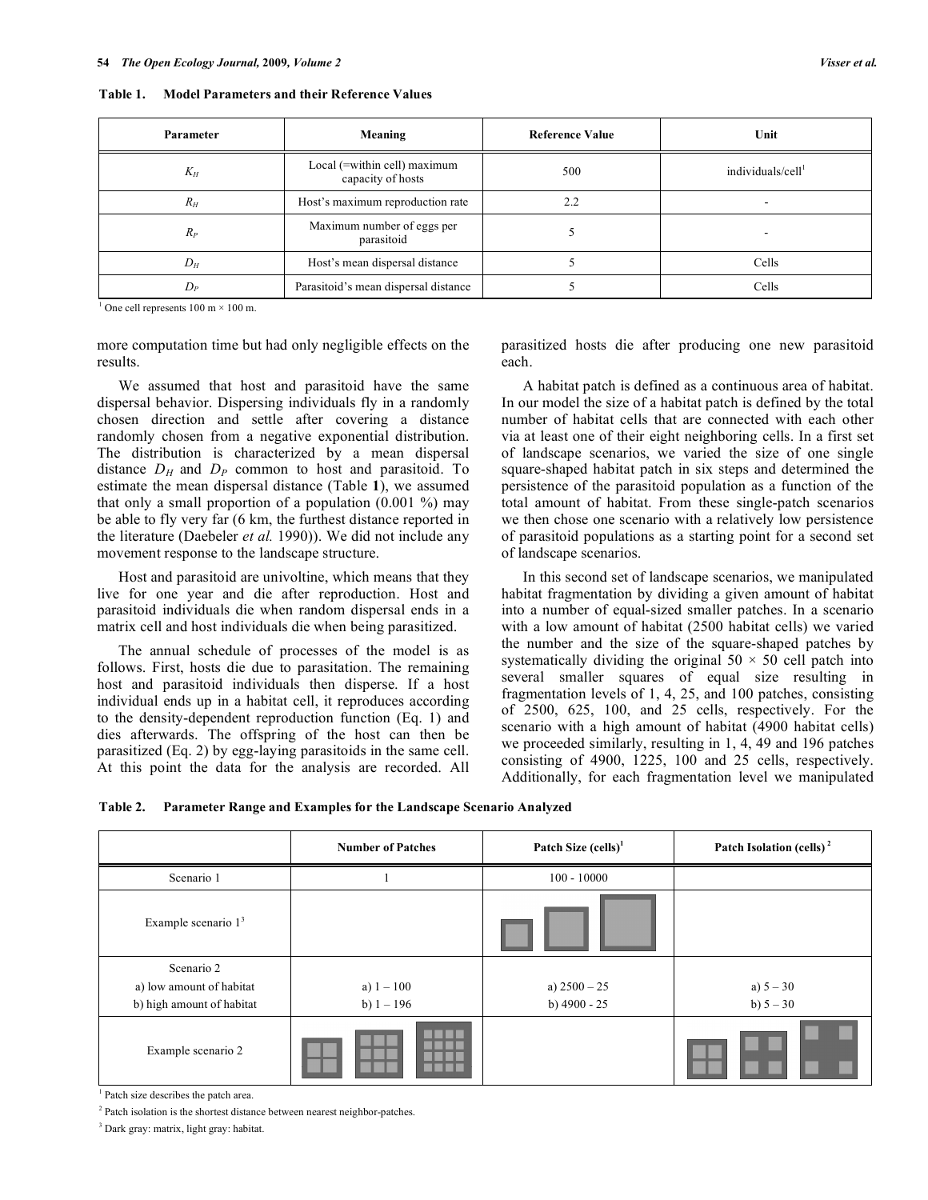**Table 1. Model Parameters and their Reference Values**

| Parameter | Meaning | Reference Value | Unit |
|---|---|---|---|
| $K_H$ | Local (=within cell) maximum capacity of hosts | 500 | individuals/cell[1] |
| $R_H$ | Host's maximum reproduction rate | 2.2 | - |
| $R_P$ | Maximum number of eggs per parasitoid | 5 | - |
| $D_H$ | Host's mean dispersal distance | 5 | Cells |
| $D_P$ | Parasitoid's mean dispersal distance | 5 | Cells |

[1] One cell represents 100 m × 100 m.

more computation time but had only negligible effects on the results.

We assumed that host and parasitoid have the same dispersal behavior. Dispersing individuals fly in a randomly chosen direction and settle after covering a distance randomly chosen from a negative exponential distribution. The distribution is characterized by a mean dispersal distance $D_H$ and $D_P$ common to host and parasitoid. To estimate the mean dispersal distance (Table **1**), we assumed that only a small proportion of a population (0.001 %) may be able to fly very far (6 km, the furthest distance reported in the literature (Daebeler *et al.* 1990)). We did not include any movement response to the landscape structure.

Host and parasitoid are univoltine, which means that they live for one year and die after reproduction. Host and parasitoid individuals die when random dispersal ends in a matrix cell and host individuals die when being parasitized.

The annual schedule of processes of the model is as follows. First, hosts die due to parasitation. The remaining host and parasitoid individuals then disperse. If a host individual ends up in a habitat cell, it reproduces according to the density-dependent reproduction function (Eq. 1) and dies afterwards. The offspring of the host can then be parasitized (Eq. 2) by egg-laying parasitoids in the same cell. At this point the data for the analysis are recorded. All parasitized hosts die after producing one new parasitoid each.

A habitat patch is defined as a continuous area of habitat. In our model the size of a habitat patch is defined by the total number of habitat cells that are connected with each other via at least one of their eight neighboring cells. In a first set of landscape scenarios, we varied the size of one single square-shaped habitat patch in six steps and determined the persistence of the parasitoid population as a function of the total amount of habitat. From these single-patch scenarios we then chose one scenario with a relatively low persistence of parasitoid populations as a starting point for a second set of landscape scenarios.

In this second set of landscape scenarios, we manipulated habitat fragmentation by dividing a given amount of habitat into a number of equal-sized smaller patches. In a scenario with a low amount of habitat (2500 habitat cells) we varied the number and the size of the square-shaped patches by systematically dividing the original 50 × 50 cell patch into several smaller squares of equal size resulting in fragmentation levels of 1, 4, 25, and 100 patches, consisting of 2500, 625, 100, and 25 cells, respectively. For the scenario with a high amount of habitat (4900 habitat cells) we proceeded similarly, resulting in 1, 4, 49 and 196 patches consisting of 4900, 1225, 100 and 25 cells, respectively. Additionally, for each fragmentation level we manipulated

**Table 2. Parameter Range and Examples for the Landscape Scenario Analyzed**

| | Number of Patches | Patch Size (cells)[1] | Patch Isolation (cells)[2] |
|---|---|---|---|
| Scenario 1 | 1 | 100 - 10000 | |
| Example scenario 1[3] | | | |
| Scenario 2<br>a) low amount of habitat<br>b) high amount of habitat | a) 1 – 100<br>b) 1 – 196 | a) 2500 – 25<br>b) 4900 - 25 | a) 5 – 30<br>b) 5 – 30 |
| Example scenario 2 | | | |

[1] Patch size describes the patch area.

[2] Patch isolation is the shortest distance between nearest neighbor-patches.

[3] Dark gray: matrix, light gray: habitat.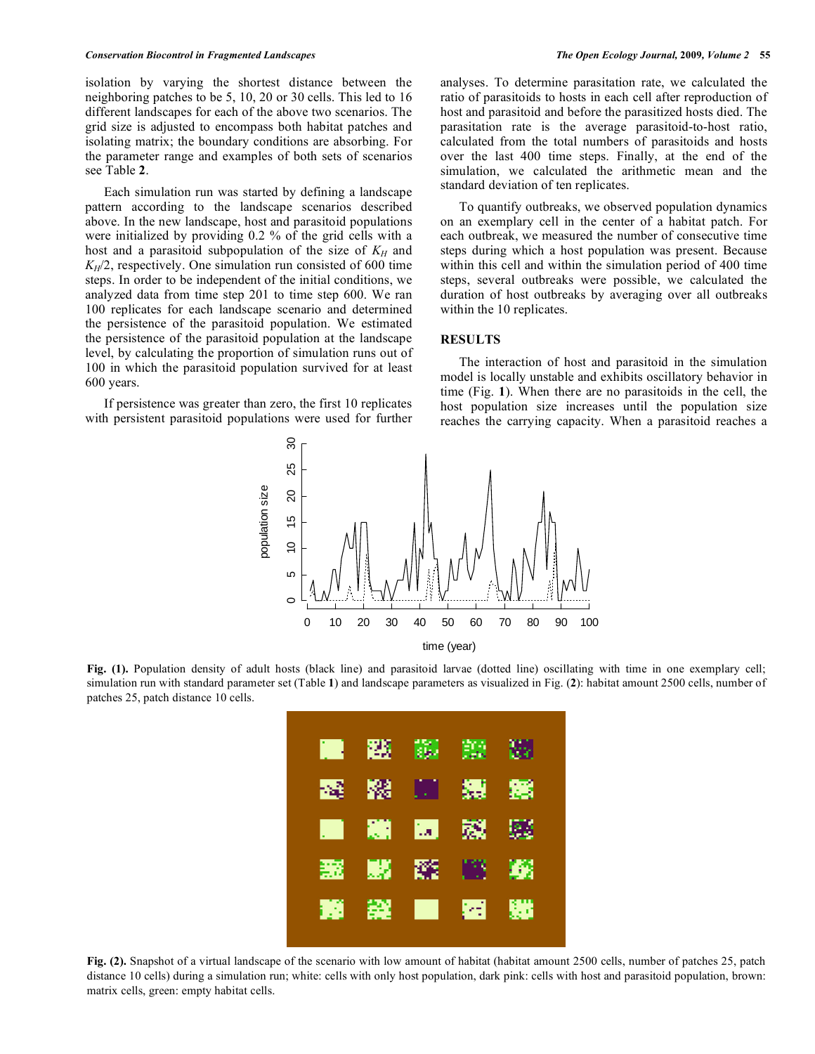isolation by varying the shortest distance between the neighboring patches to be 5, 10, 20 or 30 cells. This led to 16 different landscapes for each of the above two scenarios. The grid size is adjusted to encompass both habitat patches and isolating matrix; the boundary conditions are absorbing. For the parameter range and examples of both sets of scenarios see Table **2**.

Each simulation run was started by defining a landscape pattern according to the landscape scenarios described above. In the new landscape, host and parasitoid populations were initialized by providing 0.2 % of the grid cells with a host and a parasitoid subpopulation of the size of $K_H$ and $K_H/2$, respectively. One simulation run consisted of 600 time steps. In order to be independent of the initial conditions, we analyzed data from time step 201 to time step 600. We ran 100 replicates for each landscape scenario and determined the persistence of the parasitoid population. We estimated the persistence of the parasitoid population at the landscape level, by calculating the proportion of simulation runs out of 100 in which the parasitoid population survived for at least 600 years.

If persistence was greater than zero, the first 10 replicates with persistent parasitoid populations were used for further analyses. To determine parasitation rate, we calculated the ratio of parasitoids to hosts in each cell after reproduction of host and parasitoid and before the parasitized hosts died. The parasitation rate is the average parasitoid-to-host ratio, calculated from the total numbers of parasitoids and hosts over the last 400 time steps. Finally, at the end of the simulation, we calculated the arithmetic mean and the standard deviation of ten replicates.

To quantify outbreaks, we observed population dynamics on an exemplary cell in the center of a habitat patch. For each outbreak, we measured the number of consecutive time steps during which a host population was present. Because within this cell and within the simulation period of 400 time steps, several outbreaks were possible, we calculated the duration of host outbreaks by averaging over all outbreaks within the 10 replicates.

## RESULTS

The interaction of host and parasitoid in the simulation model is locally unstable and exhibits oscillatory behavior in time (Fig. **1**). When there are no parasitoids in the cell, the host population size increases until the population size reaches the carrying capacity. When a parasitoid reaches a

**Fig. (1).** Population density of adult hosts (black line) and parasitoid larvae (dotted line) oscillating with time in one exemplary cell; simulation run with standard parameter set (Table **1**) and landscape parameters as visualized in Fig. (**2**): habitat amount 2500 cells, number of patches 25, patch distance 10 cells.

**Fig. (2).** Snapshot of a virtual landscape of the scenario with low amount of habitat (habitat amount 2500 cells, number of patches 25, patch distance 10 cells) during a simulation run; white: cells with only host population, dark pink: cells with host and parasitoid population, brown: matrix cells, green: empty habitat cells.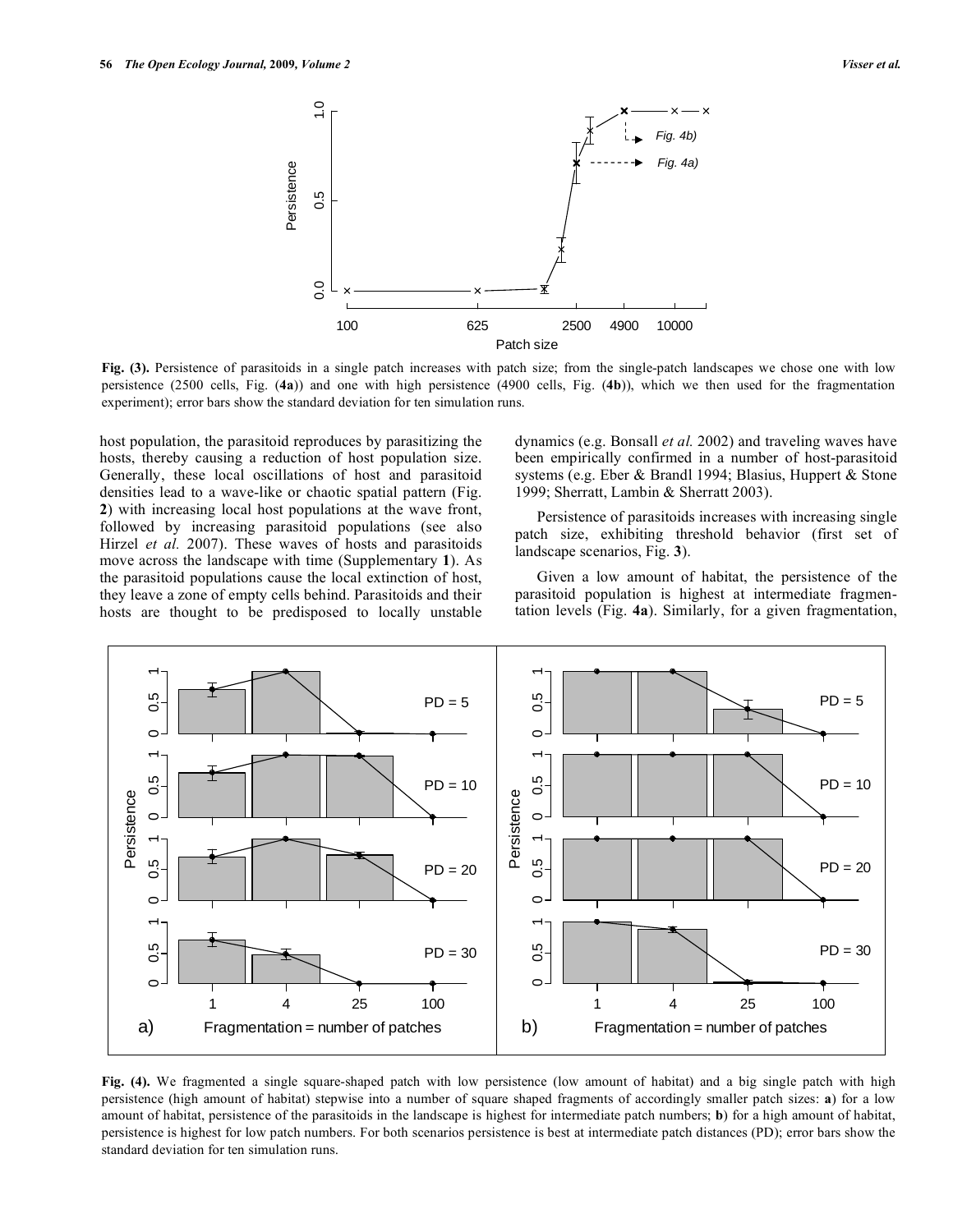Fig. (3). Persistence of parasitoids in a single patch increases with patch size; from the single-patch landscapes we chose one with low persistence (2500 cells, Fig. (**4a**)) and one with high persistence (4900 cells, Fig. (**4b**)), which we then used for the fragmentation experiment); error bars show the standard deviation for ten simulation runs.

host population, the parasitoid reproduces by parasitizing the hosts, thereby causing a reduction of host population size. Generally, these local oscillations of host and parasitoid densities lead to a wave-like or chaotic spatial pattern (Fig. **2**) with increasing local host populations at the wave front, followed by increasing parasitoid populations (see also Hirzel *et al.* 2007). These waves of hosts and parasitoids move across the landscape with time (Supplementary **1**). As the parasitoid populations cause the local extinction of host, they leave a zone of empty cells behind. Parasitoids and their hosts are thought to be predisposed to locally unstable dynamics (e.g. Bonsall *et al.* 2002) and traveling waves have been empirically confirmed in a number of host-parasitoid systems (e.g. Eber & Brandl 1994; Blasius, Huppert & Stone 1999; Sherratt, Lambin & Sherratt 2003).

Persistence of parasitoids increases with increasing single patch size, exhibiting threshold behavior (first set of landscape scenarios, Fig. **3**).

Given a low amount of habitat, the persistence of the parasitoid population is highest at intermediate fragmentation levels (Fig. **4a**). Similarly, for a given fragmentation,

Fig. (4). We fragmented a single square-shaped patch with low persistence (low amount of habitat) and a big single patch with high persistence (high amount of habitat) stepwise into a number of square shaped fragments of accordingly smaller patch sizes: **a**) for a low amount of habitat, persistence of the parasitoids in the landscape is highest for intermediate patch numbers; **b**) for a high amount of habitat, persistence is highest for low patch numbers. For both scenarios persistence is best at intermediate patch distances (PD); error bars show the standard deviation for ten simulation runs.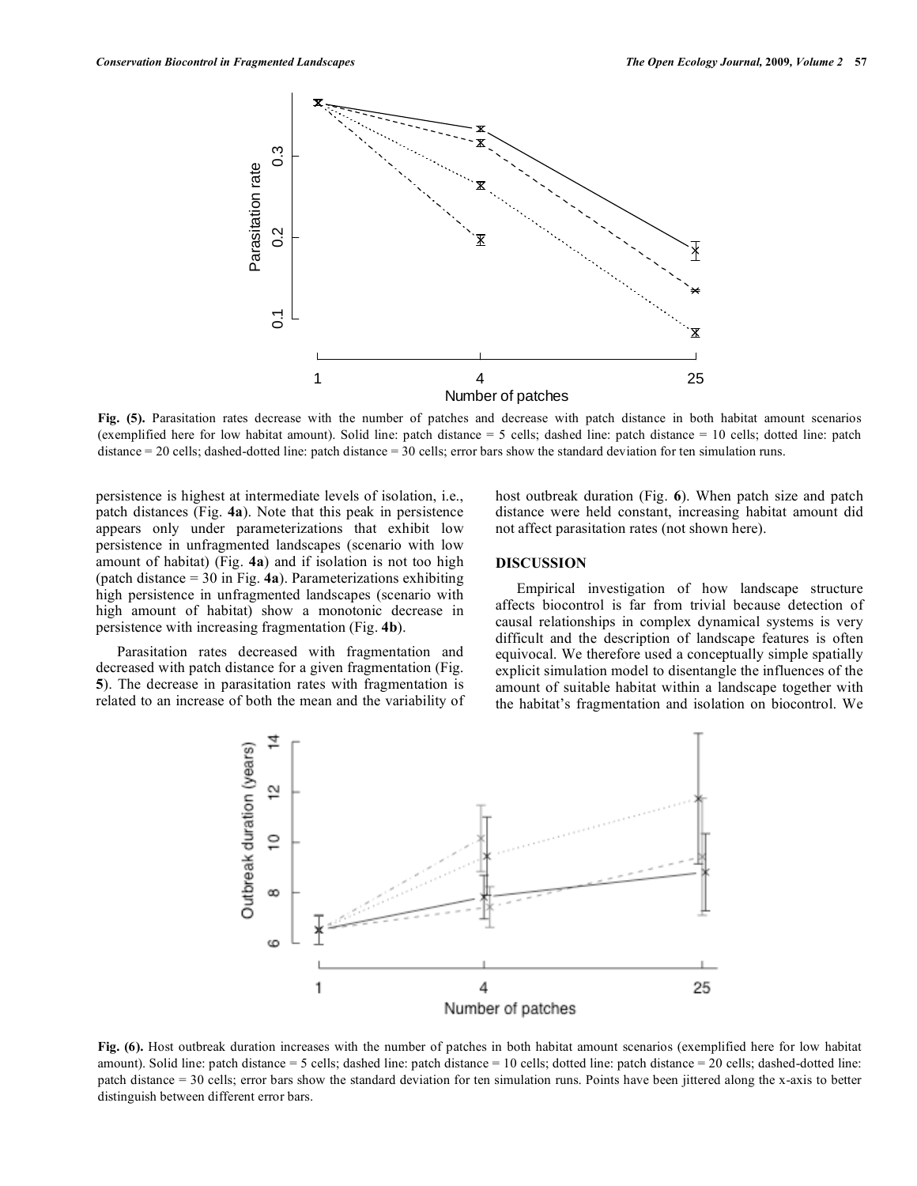Parasitation rate
0.1
0.2
0.3
1
4
25
Number of patches

Fig. (5). Parasitation rates decrease with the number of patches and decrease with patch distance in both habitat amount scenarios (exemplified here for low habitat amount). Solid line: patch distance = 5 cells; dashed line: patch distance = 10 cells; dotted line: patch distance = 20 cells; dashed-dotted line: patch distance = 30 cells; error bars show the standard deviation for ten simulation runs.

persistence is highest at intermediate levels of isolation, i.e., patch distances (Fig. **4a**). Note that this peak in persistence appears only under parameterizations that exhibit low persistence in unfragmented landscapes (scenario with low amount of habitat) (Fig. **4a**) and if isolation is not too high (patch distance = 30 in Fig. **4a**). Parameterizations exhibiting high persistence in unfragmented landscapes (scenario with high amount of habitat) show a monotonic decrease in persistence with increasing fragmentation (Fig. **4b**).

Parasitation rates decreased with fragmentation and decreased with patch distance for a given fragmentation (Fig. **5**). The decrease in parasitation rates with fragmentation is related to an increase of both the mean and the variability of host outbreak duration (Fig. **6**). When patch size and patch distance were held constant, increasing habitat amount did not affect parasitation rates (not shown here).

## DISCUSSION

Empirical investigation of how landscape structure affects biocontrol is far from trivial because detection of causal relationships in complex dynamical systems is very difficult and the description of landscape features is often equivocal. We therefore used a conceptually simple spatially explicit simulation model to disentangle the influences of the amount of suitable habitat within a landscape together with the habitat's fragmentation and isolation on biocontrol. We

Outbreak duration (years)
6
8
10
12
14
1
4
25
Number of patches

Fig. (6). Host outbreak duration increases with the number of patches in both habitat amount scenarios (exemplified here for low habitat amount). Solid line: patch distance = 5 cells; dashed line: patch distance = 10 cells; dotted line: patch distance = 20 cells; dashed-dotted line: patch distance = 30 cells; error bars show the standard deviation for ten simulation runs. Points have been jittered along the x-axis to better distinguish between different error bars.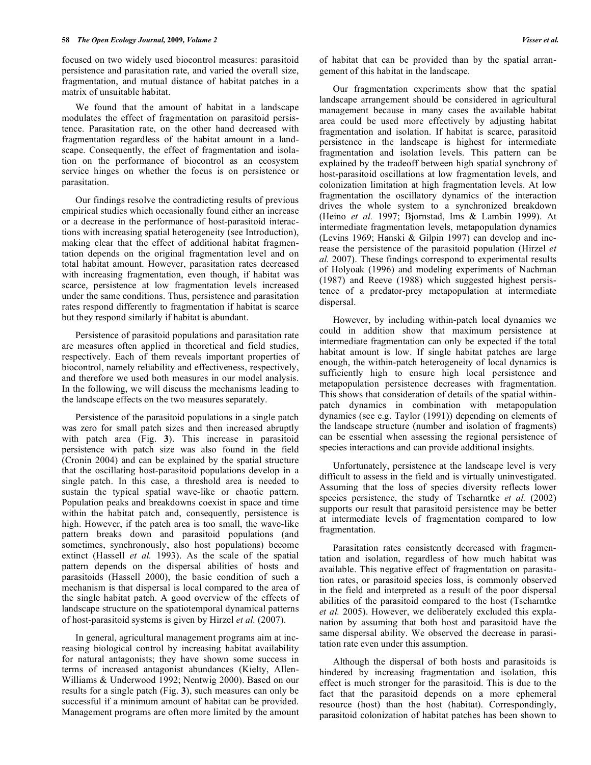focused on two widely used biocontrol measures: parasitoid persistence and parasitation rate, and varied the overall size, fragmentation, and mutual distance of habitat patches in a matrix of unsuitable habitat.

We found that the amount of habitat in a landscape modulates the effect of fragmentation on parasitoid persistence. Parasitation rate, on the other hand decreased with fragmentation regardless of the habitat amount in a landscape. Consequently, the effect of fragmentation and isolation on the performance of biocontrol as an ecosystem service hinges on whether the focus is on persistence or parasitation.

Our findings resolve the contradicting results of previous empirical studies which occasionally found either an increase or a decrease in the performance of host-parasitoid interactions with increasing spatial heterogeneity (see Introduction), making clear that the effect of additional habitat fragmentation depends on the original fragmentation level and on total habitat amount. However, parasitation rates decreased with increasing fragmentation, even though, if habitat was scarce, persistence at low fragmentation levels increased under the same conditions. Thus, persistence and parasitation rates respond differently to fragmentation if habitat is scarce but they respond similarly if habitat is abundant.

Persistence of parasitoid populations and parasitation rate are measures often applied in theoretical and field studies, respectively. Each of them reveals important properties of biocontrol, namely reliability and effectiveness, respectively, and therefore we used both measures in our model analysis. In the following, we will discuss the mechanisms leading to the landscape effects on the two measures separately.

Persistence of the parasitoid populations in a single patch was zero for small patch sizes and then increased abruptly with patch area (Fig. **3**). This increase in parasitoid persistence with patch size was also found in the field (Cronin 2004) and can be explained by the spatial structure that the oscillating host-parasitoid populations develop in a single patch. In this case, a threshold area is needed to sustain the typical spatial wave-like or chaotic pattern. Population peaks and breakdowns coexist in space and time within the habitat patch and, consequently, persistence is high. However, if the patch area is too small, the wave-like pattern breaks down and parasitoid populations (and sometimes, synchronously, also host populations) become extinct (Hassell *et al.* 1993). As the scale of the spatial pattern depends on the dispersal abilities of hosts and parasitoids (Hassell 2000), the basic condition of such a mechanism is that dispersal is local compared to the area of the single habitat patch. A good overview of the effects of landscape structure on the spatiotemporal dynamical patterns of host-parasitoid systems is given by Hirzel *et al.* (2007).

In general, agricultural management programs aim at increasing biological control by increasing habitat availability for natural antagonists; they have shown some success in terms of increased antagonist abundances (Kielty, Allen-Williams & Underwood 1992; Nentwig 2000). Based on our results for a single patch (Fig. **3**), such measures can only be successful if a minimum amount of habitat can be provided. Management programs are often more limited by the amount of habitat that can be provided than by the spatial arrangement of this habitat in the landscape.

Our fragmentation experiments show that the spatial landscape arrangement should be considered in agricultural management because in many cases the available habitat area could be used more effectively by adjusting habitat fragmentation and isolation. If habitat is scarce, parasitoid persistence in the landscape is highest for intermediate fragmentation and isolation levels. This pattern can be explained by the tradeoff between high spatial synchrony of host-parasitoid oscillations at low fragmentation levels, and colonization limitation at high fragmentation levels. At low fragmentation the oscillatory dynamics of the interaction drives the whole system to a synchronized breakdown (Heino *et al.* 1997; Bjornstad, Ims & Lambin 1999). At intermediate fragmentation levels, metapopulation dynamics (Levins 1969; Hanski & Gilpin 1997) can develop and increase the persistence of the parasitoid population (Hirzel *et al.* 2007). These findings correspond to experimental results of Holyoak (1996) and modeling experiments of Nachman (1987) and Reeve (1988) which suggested highest persistence of a predator-prey metapopulation at intermediate dispersal.

However, by including within-patch local dynamics we could in addition show that maximum persistence at intermediate fragmentation can only be expected if the total habitat amount is low. If single habitat patches are large enough, the within-patch heterogeneity of local dynamics is sufficiently high to ensure high local persistence and metapopulation persistence decreases with fragmentation. This shows that consideration of details of the spatial within-patch dynamics in combination with metapopulation dynamics (see e.g. Taylor (1991)) depending on elements of the landscape structure (number and isolation of fragments) can be essential when assessing the regional persistence of species interactions and can provide additional insights.

Unfortunately, persistence at the landscape level is very difficult to assess in the field and is virtually uninvestigated. Assuming that the loss of species diversity reflects lower species persistence, the study of Tscharntke *et al.* (2002) supports our result that parasitoid persistence may be better at intermediate levels of fragmentation compared to low fragmentation.

Parasitation rates consistently decreased with fragmentation and isolation, regardless of how much habitat was available. This negative effect of fragmentation on parasitation rates, or parasitoid species loss, is commonly observed in the field and interpreted as a result of the poor dispersal abilities of the parasitoid compared to the host (Tscharntke *et al.* 2005). However, we deliberately excluded this explanation by assuming that both host and parasitoid have the same dispersal ability. We observed the decrease in parasitation rate even under this assumption.

Although the dispersal of both hosts and parasitoids is hindered by increasing fragmentation and isolation, this effect is much stronger for the parasitoid. This is due to the fact that the parasitoid depends on a more ephemeral resource (host) than the host (habitat). Correspondingly, parasitoid colonization of habitat patches has been shown to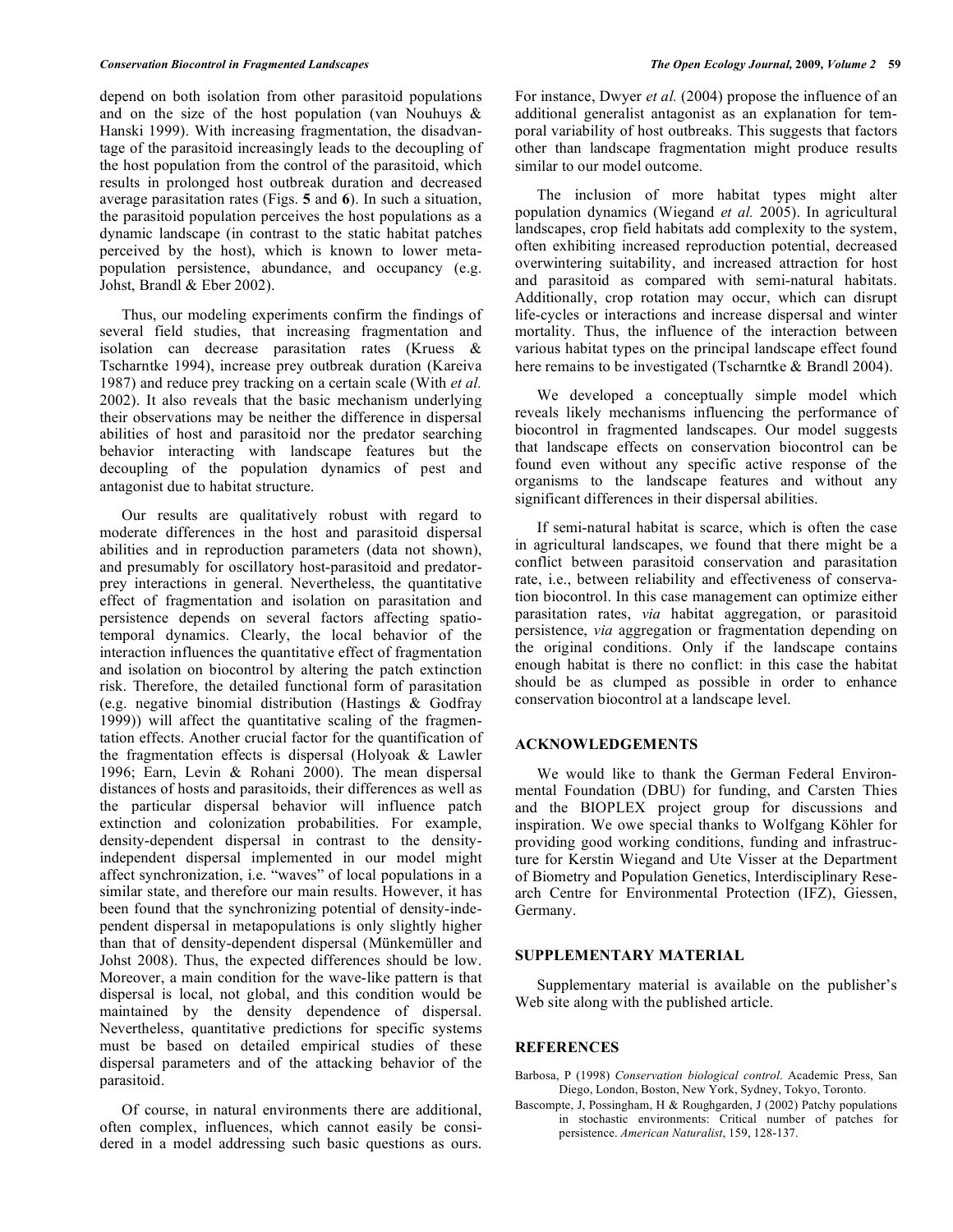depend on both isolation from other parasitoid populations and on the size of the host population (van Nouhuys & Hanski 1999). With increasing fragmentation, the disadvantage of the parasitoid increasingly leads to the decoupling of the host population from the control of the parasitoid, which results in prolonged host outbreak duration and decreased average parasitation rates (Figs. **5** and **6**). In such a situation, the parasitoid population perceives the host populations as a dynamic landscape (in contrast to the static habitat patches perceived by the host), which is known to lower metapopulation persistence, abundance, and occupancy (e.g. Johst, Brandl & Eber 2002).

Thus, our modeling experiments confirm the findings of several field studies, that increasing fragmentation and isolation can decrease parasitation rates (Kruess & Tscharntke 1994), increase prey outbreak duration (Kareiva 1987) and reduce prey tracking on a certain scale (With *et al.* 2002). It also reveals that the basic mechanism underlying their observations may be neither the difference in dispersal abilities of host and parasitoid nor the predator searching behavior interacting with landscape features but the decoupling of the population dynamics of pest and antagonist due to habitat structure.

Our results are qualitatively robust with regard to moderate differences in the host and parasitoid dispersal abilities and in reproduction parameters (data not shown), and presumably for oscillatory host-parasitoid and predator-prey interactions in general. Nevertheless, the quantitative effect of fragmentation and isolation on parasitation and persistence depends on several factors affecting spatio-temporal dynamics. Clearly, the local behavior of the interaction influences the quantitative effect of fragmentation and isolation on biocontrol by altering the patch extinction risk. Therefore, the detailed functional form of parasitation (e.g. negative binomial distribution (Hastings & Godfray 1999)) will affect the quantitative scaling of the fragmentation effects. Another crucial factor for the quantification of the fragmentation effects is dispersal (Holyoak & Lawler 1996; Earn, Levin & Rohani 2000). The mean dispersal distances of hosts and parasitoids, their differences as well as the particular dispersal behavior will influence patch extinction and colonization probabilities. For example, density-dependent dispersal in contrast to the density-independent dispersal implemented in our model might affect synchronization, i.e. "waves" of local populations in a similar state, and therefore our main results. However, it has been found that the synchronizing potential of density-independent dispersal in metapopulations is only slightly higher than that of density-dependent dispersal (Münkemüller and Johst 2008). Thus, the expected differences should be low. Moreover, a main condition for the wave-like pattern is that dispersal is local, not global, and this condition would be maintained by the density dependence of dispersal. Nevertheless, quantitative predictions for specific systems must be based on detailed empirical studies of these dispersal parameters and of the attacking behavior of the parasitoid.

Of course, in natural environments there are additional, often complex, influences, which cannot easily be considered in a model addressing such basic questions as ours. For instance, Dwyer *et al.* (2004) propose the influence of an additional generalist antagonist as an explanation for temporal variability of host outbreaks. This suggests that factors other than landscape fragmentation might produce results similar to our model outcome.

The inclusion of more habitat types might alter population dynamics (Wiegand *et al.* 2005). In agricultural landscapes, crop field habitats add complexity to the system, often exhibiting increased reproduction potential, decreased overwintering suitability, and increased attraction for host and parasitoid as compared with semi-natural habitats. Additionally, crop rotation may occur, which can disrupt life-cycles or interactions and increase dispersal and winter mortality. Thus, the influence of the interaction between various habitat types on the principal landscape effect found here remains to be investigated (Tscharntke & Brandl 2004).

We developed a conceptually simple model which reveals likely mechanisms influencing the performance of biocontrol in fragmented landscapes. Our model suggests that landscape effects on conservation biocontrol can be found even without any specific active response of the organisms to the landscape features and without any significant differences in their dispersal abilities.

If semi-natural habitat is scarce, which is often the case in agricultural landscapes, we found that there might be a conflict between parasitoid conservation and parasitation rate, i.e., between reliability and effectiveness of conservation biocontrol. In this case management can optimize either parasitation rates, *via* habitat aggregation, or parasitoid persistence, *via* aggregation or fragmentation depending on the original conditions. Only if the landscape contains enough habitat is there no conflict: in this case the habitat should be as clumped as possible in order to enhance conservation biocontrol at a landscape level.

## ACKNOWLEDGEMENTS

We would like to thank the German Federal Environmental Foundation (DBU) for funding, and Carsten Thies and the BIOPLEX project group for discussions and inspiration. We owe special thanks to Wolfgang Köhler for providing good working conditions, funding and infrastructure for Kerstin Wiegand and Ute Visser at the Department of Biometry and Population Genetics, Interdisciplinary Research Centre for Environmental Protection (IFZ), Giessen, Germany.

## SUPPLEMENTARY MATERIAL

Supplementary material is available on the publisher's Web site along with the published article.

## REFERENCES

Barbosa, P (1998) *Conservation biological control*. Academic Press, San Diego, London, Boston, New York, Sydney, Tokyo, Toronto.

Bascompte, J, Possingham, H & Roughgarden, J (2002) Patchy populations in stochastic environments: Critical number of patches for persistence. *American Naturalist*, 159, 128-137.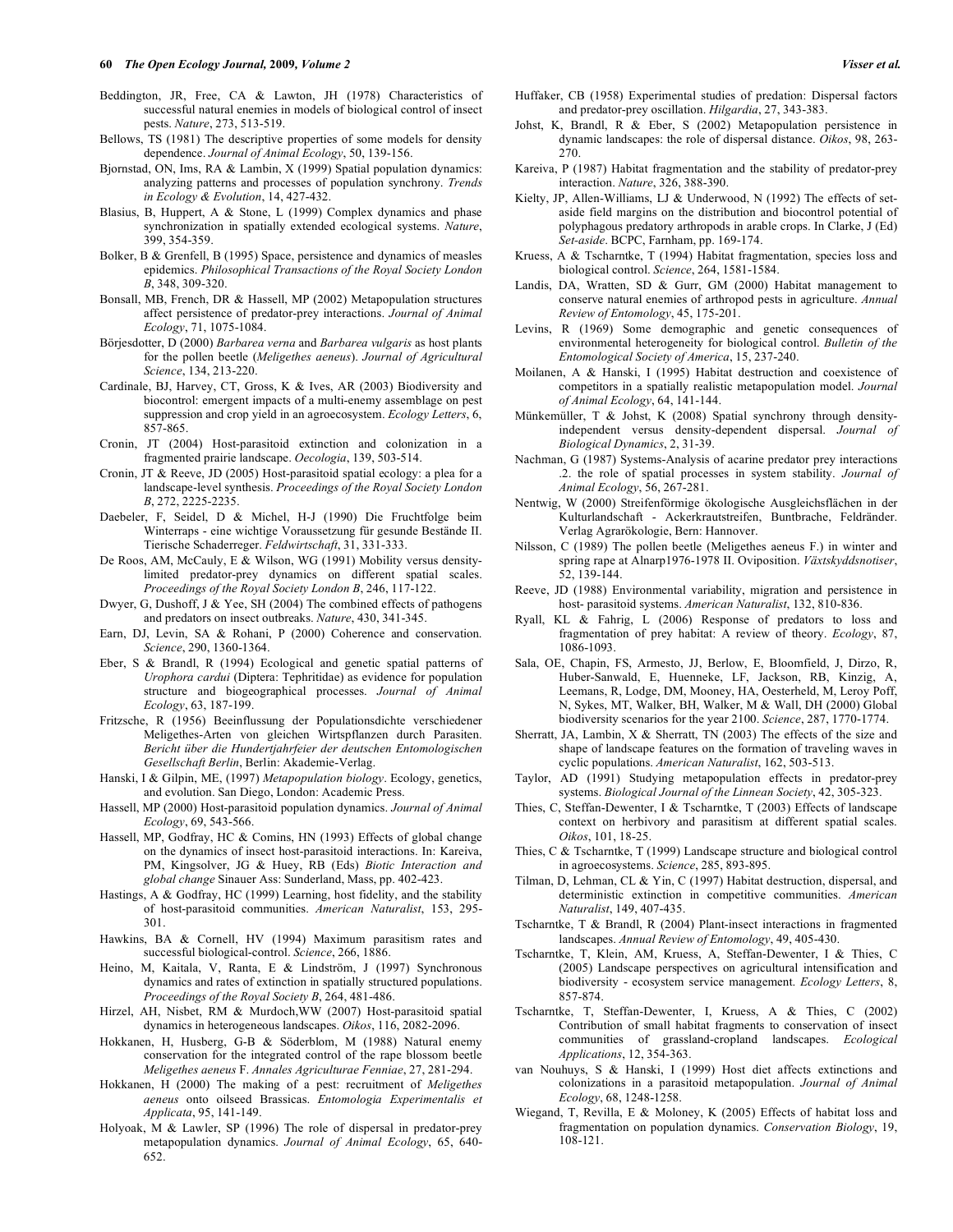Beddington, JR, Free, CA & Lawton, JH (1978) Characteristics of successful natural enemies in models of biological control of insect pests. *Nature*, 273, 513-519.

Bellows, TS (1981) The descriptive properties of some models for density dependence. *Journal of Animal Ecology*, 50, 139-156.

Bjornstad, ON, Ims, RA & Lambin, X (1999) Spatial population dynamics: analyzing patterns and processes of population synchrony. *Trends in Ecology & Evolution*, 14, 427-432.

Blasius, B, Huppert, A & Stone, L (1999) Complex dynamics and phase synchronization in spatially extended ecological systems. *Nature*, 399, 354-359.

Bolker, B & Grenfell, B (1995) Space, persistence and dynamics of measles epidemics. *Philosophical Transactions of the Royal Society London B*, 348, 309-320.

Bonsall, MB, French, DR & Hassell, MP (2002) Metapopulation structures affect persistence of predator-prey interactions. *Journal of Animal Ecology*, 71, 1075-1084.

Börjesdotter, D (2000) *Barbarea verna* and *Barbarea vulgaris* as host plants for the pollen beetle (*Meligethes aeneus*). *Journal of Agricultural Science*, 134, 213-220.

Cardinale, BJ, Harvey, CT, Gross, K & Ives, AR (2003) Biodiversity and biocontrol: emergent impacts of a multi-enemy assemblage on pest suppression and crop yield in an agroecosystem. *Ecology Letters*, 6, 857-865.

Cronin, JT (2004) Host-parasitoid extinction and colonization in a fragmented prairie landscape. *Oecologia*, 139, 503-514.

Cronin, JT & Reeve, JD (2005) Host-parasitoid spatial ecology: a plea for a landscape-level synthesis. *Proceedings of the Royal Society London B*, 272, 2225-2235.

Daebeler, F, Seidel, D & Michel, H-J (1990) Die Fruchtfolge beim Winterraps - eine wichtige Voraussetzung für gesunde Bestände II. Tierische Schaderreger. *Feldwirtschaft*, 31, 331-333.

De Roos, AM, McCauly, E & Wilson, WG (1991) Mobility versus density-limited predator-prey dynamics on different spatial scales. *Proceedings of the Royal Society London B*, 246, 117-122.

Dwyer, G, Dushoff, J & Yee, SH (2004) The combined effects of pathogens and predators on insect outbreaks. *Nature*, 430, 341-345.

Earn, DJ, Levin, SA & Rohani, P (2000) Coherence and conservation. *Science*, 290, 1360-1364.

Eber, S & Brandl, R (1994) Ecological and genetic spatial patterns of *Urophora cardui* (Diptera: Tephritidae) as evidence for population structure and biogeographical processes. *Journal of Animal Ecology*, 63, 187-199.

Fritzsche, R (1956) Beeinflussung der Populationsdichte verschiedener Meligethes-Arten von gleichen Wirtspflanzen durch Parasiten. *Bericht über die Hundertjahrfeier der deutschen Entomologischen Gesellschaft Berlin*, Berlin: Akademie-Verlag.

Hanski, I & Gilpin, ME, (1997) *Metapopulation biology*. Ecology, genetics, and evolution. San Diego, London: Academic Press.

Hassell, MP (2000) Host-parasitoid population dynamics. *Journal of Animal Ecology*, 69, 543-566.

Hassell, MP, Godfray, HC & Comins, HN (1993) Effects of global change on the dynamics of insect host-parasitoid interactions. In: Kareiva, PM, Kingsolver, JG & Huey, RB (Eds) *Biotic Interaction and global change* Sinauer Ass: Sunderland, Mass, pp. 402-423.

Hastings, A & Godfray, HC (1999) Learning, host fidelity, and the stability of host-parasitoid communities. *American Naturalist*, 153, 295-301.

Hawkins, BA & Cornell, HV (1994) Maximum parasitism rates and successful biological-control. *Science*, 266, 1886.

Heino, M, Kaitala, V, Ranta, E & Lindström, J (1997) Synchronous dynamics and rates of extinction in spatially structured populations. *Proceedings of the Royal Society B*, 264, 481-486.

Hirzel, AH, Nisbet, RM & Murdoch,WW (2007) Host-parasitoid spatial dynamics in heterogeneous landscapes. *Oikos*, 116, 2082-2096.

Hokkanen, H, Husberg, G-B & Söderblom, M (1988) Natural enemy conservation for the integrated control of the rape blossom beetle *Meligethes aeneus* F. *Annales Agriculturae Fenniae*, 27, 281-294.

Hokkanen, H (2000) The making of a pest: recruitment of *Meligethes aeneus* onto oilseed Brassicas. *Entomologia Experimentalis et Applicata*, 95, 141-149.

Holyoak, M & Lawler, SP (1996) The role of dispersal in predator-prey metapopulation dynamics. *Journal of Animal Ecology*, 65, 640-652.

Huffaker, CB (1958) Experimental studies of predation: Dispersal factors and predator-prey oscillation. *Hilgardia*, 27, 343-383.

Johst, K, Brandl, R & Eber, S (2002) Metapopulation persistence in dynamic landscapes: the role of dispersal distance. *Oikos*, 98, 263-270.

Kareiva, P (1987) Habitat fragmentation and the stability of predator-prey interaction. *Nature*, 326, 388-390.

Kielty, JP, Allen-Williams, LJ & Underwood, N (1992) The effects of set-aside field margins on the distribution and biocontrol potential of polyphagous predatory arthropods in arable crops. In Clarke, J (Ed) *Set-aside*. BCPC, Farnham, pp. 169-174.

Kruess, A & Tscharntke, T (1994) Habitat fragmentation, species loss and biological control. *Science*, 264, 1581-1584.

Landis, DA, Wratten, SD & Gurr, GM (2000) Habitat management to conserve natural enemies of arthropod pests in agriculture. *Annual Review of Entomology*, 45, 175-201.

Levins, R (1969) Some demographic and genetic consequences of environmental heterogeneity for biological control. *Bulletin of the Entomological Society of America*, 15, 237-240.

Moilanen, A & Hanski, I (1995) Habitat destruction and coexistence of competitors in a spatially realistic metapopulation model. *Journal of Animal Ecology*, 64, 141-144.

Münkemüller, T & Johst, K (2008) Spatial synchrony through density-independent versus density-dependent dispersal. *Journal of Biological Dynamics*, 2, 31-39.

Nachman, G (1987) Systems-Analysis of acarine predator prey interactions .2. the role of spatial processes in system stability. *Journal of Animal Ecology*, 56, 267-281.

Nentwig, W (2000) Streifenförmige ökologische Ausgleichsflächen in der Kulturlandschaft - Ackerkrautstreifen, Buntbrache, Feldränder. Verlag Agrarökologie, Bern: Hannover.

Nilsson, C (1989) The pollen beetle (Meligethes aeneus F.) in winter and spring rape at Alnarp1976-1978 II. Oviposition. *Växtskyddsnotiser*, 52, 139-144.

Reeve, JD (1988) Environmental variability, migration and persistence in host- parasitoid systems. *American Naturalist*, 132, 810-836.

Ryall, KL & Fahrig, L (2006) Response of predators to loss and fragmentation of prey habitat: A review of theory. *Ecology*, 87, 1086-1093.

Sala, OE, Chapin, FS, Armesto, JJ, Berlow, E, Bloomfield, J, Dirzo, R, Huber-Sanwald, E, Huenneke, LF, Jackson, RB, Kinzig, A, Leemans, R, Lodge, DM, Mooney, HA, Oesterheld, M, Leroy Poff, N, Sykes, MT, Walker, BH, Walker, M & Wall, DH (2000) Global biodiversity scenarios for the year 2100. *Science*, 287, 1770-1774.

Sherratt, JA, Lambin, X & Sherratt, TN (2003) The effects of the size and shape of landscape features on the formation of traveling waves in cyclic populations. *American Naturalist*, 162, 503-513.

Taylor, AD (1991) Studying metapopulation effects in predator-prey systems. *Biological Journal of the Linnean Society*, 42, 305-323.

Thies, C, Steffan-Dewenter, I & Tscharntke, T (2003) Effects of landscape context on herbivory and parasitism at different spatial scales. *Oikos*, 101, 18-25.

Thies, C & Tscharntke, T (1999) Landscape structure and biological control in agroecosystems. *Science*, 285, 893-895.

Tilman, D, Lehman, CL & Yin, C (1997) Habitat destruction, dispersal, and deterministic extinction in competitive communities. *American Naturalist*, 149, 407-435.

Tscharntke, T & Brandl, R (2004) Plant-insect interactions in fragmented landscapes. *Annual Review of Entomology*, 49, 405-430.

Tscharntke, T, Klein, AM, Kruess, A, Steffan-Dewenter, I & Thies, C (2005) Landscape perspectives on agricultural intensification and biodiversity - ecosystem service management. *Ecology Letters*, 8, 857-874.

Tscharntke, T, Steffan-Dewenter, I, Kruess, A & Thies, C (2002) Contribution of small habitat fragments to conservation of insect communities of grassland-cropland landscapes. *Ecological Applications*, 12, 354-363.

van Nouhuys, S & Hanski, I (1999) Host diet affects extinctions and colonizations in a parasitoid metapopulation. *Journal of Animal Ecology*, 68, 1248-1258.

Wiegand, T, Revilla, E & Moloney, K (2005) Effects of habitat loss and fragmentation on population dynamics. *Conservation Biology*, 19, 108-121.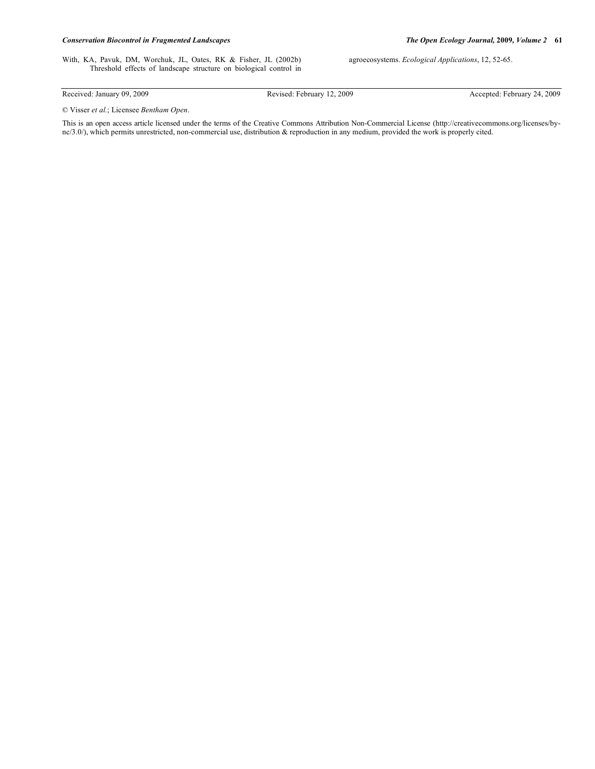With, KA, Pavuk, DM, Worchuk, JL, Oates, RK & Fisher, JL (2002b) Threshold effects of landscape structure on biological control in agroecosystems. *Ecological Applications*, 12, 52-65.

---

Received: January 09, 2009 Revised: February 12, 2009 Accepted: February 24, 2009

© Visser *et al.*; Licensee *Bentham Open*.

This is an open access article licensed under the terms of the Creative Commons Attribution Non-Commercial License (http://creativecommons.org/licenses/by-nc/3.0/), which permits unrestricted, non-commercial use, distribution & reproduction in any medium, provided the work is properly cited.